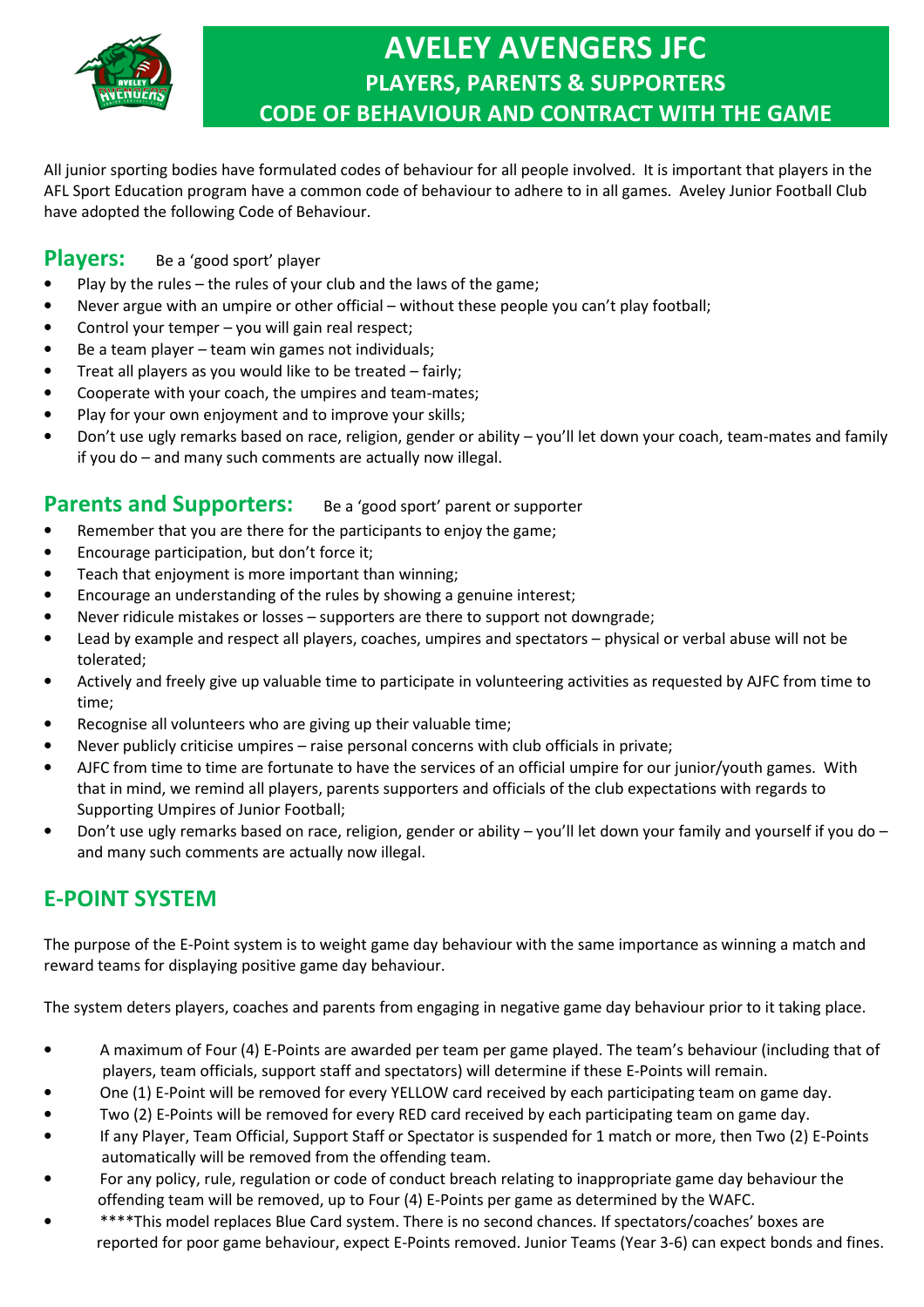# AVELEY AVENGERS JFC
## PLAYERS, PARENTS & SUPPORTERS
## CODE OF BEHAVIOUR AND CONTRACT WITH THE GAME

All junior sporting bodies have formulated codes of behaviour for all people involved. It is important that players in the AFL Sport Education program have a common code of behaviour to adhere to in all games. Aveley Junior Football Club have adopted the following Code of Behaviour.

## Players: Be a 'good sport' player

- Play by the rules – the rules of your club and the laws of the game;
- Never argue with an umpire or other official – without these people you can't play football;
- Control your temper – you will gain real respect;
- Be a team player – team win games not individuals;
- Treat all players as you would like to be treated – fairly;
- Cooperate with your coach, the umpires and team-mates;
- Play for your own enjoyment and to improve your skills;
- Don't use ugly remarks based on race, religion, gender or ability – you'll let down your coach, team-mates and family if you do – and many such comments are actually now illegal.

## Parents and Supporters: Be a 'good sport' parent or supporter

- Remember that you are there for the participants to enjoy the game;
- Encourage participation, but don't force it;
- Teach that enjoyment is more important than winning;
- Encourage an understanding of the rules by showing a genuine interest;
- Never ridicule mistakes or losses – supporters are there to support not downgrade;
- Lead by example and respect all players, coaches, umpires and spectators – physical or verbal abuse will not be tolerated;
- Actively and freely give up valuable time to participate in volunteering activities as requested by AJFC from time to time;
- Recognise all volunteers who are giving up their valuable time;
- Never publicly criticise umpires – raise personal concerns with club officials in private;
- AJFC from time to time are fortunate to have the services of an official umpire for our junior/youth games. With that in mind, we remind all players, parents supporters and officials of the club expectations with regards to Supporting Umpires of Junior Football;
- Don't use ugly remarks based on race, religion, gender or ability – you'll let down your family and yourself if you do – and many such comments are actually now illegal.

## E-POINT SYSTEM

The purpose of the E-Point system is to weight game day behaviour with the same importance as winning a match and reward teams for displaying positive game day behaviour.

The system deters players, coaches and parents from engaging in negative game day behaviour prior to it taking place.

- A maximum of Four (4) E-Points are awarded per team per game played. The team's behaviour (including that of players, team officials, support staff and spectators) will determine if these E-Points will remain.
- One (1) E-Point will be removed for every YELLOW card received by each participating team on game day.
- Two (2) E-Points will be removed for every RED card received by each participating team on game day.
- If any Player, Team Official, Support Staff or Spectator is suspended for 1 match or more, then Two (2) E-Points automatically will be removed from the offending team.
- For any policy, rule, regulation or code of conduct breach relating to inappropriate game day behaviour the offending team will be removed, up to Four (4) E-Points per game as determined by the WAFC.
- ****This model replaces Blue Card system. There is no second chances. If spectators/coaches' boxes are reported for poor game behaviour, expect E-Points removed. Junior Teams (Year 3-6) can expect bonds and fines.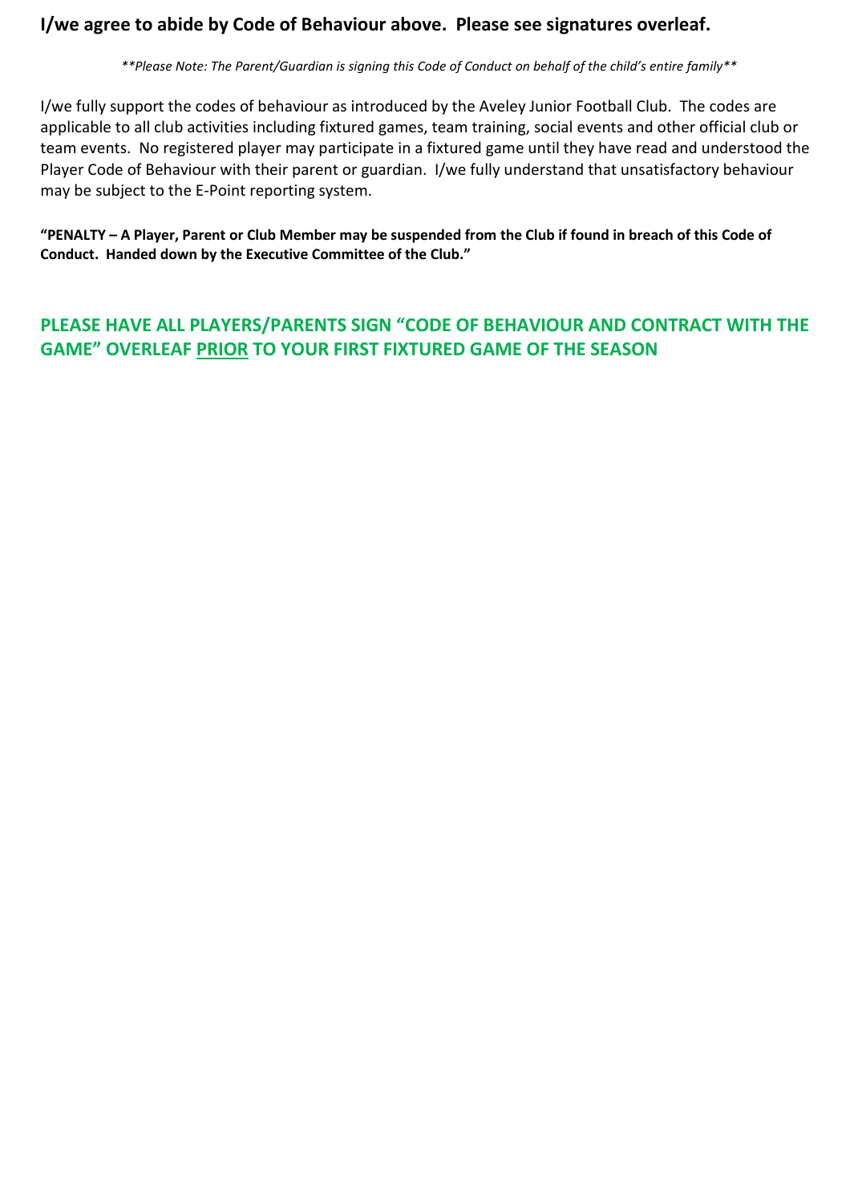## I/we agree to abide by Code of Behaviour above. Please see signatures overleaf.

*\*\*Please Note: The Parent/Guardian is signing this Code of Conduct on behalf of the child's entire family\*\**

I/we fully support the codes of behaviour as introduced by the Aveley Junior Football Club. The codes are applicable to all club activities including fixtured games, team training, social events and other official club or team events. No registered player may participate in a fixtured game until they have read and understood the Player Code of Behaviour with their parent or guardian. I/we fully understand that unsatisfactory behaviour may be subject to the E-Point reporting system.

**"PENALTY – A Player, Parent or Club Member may be suspended from the Club if found in breach of this Code of Conduct. Handed down by the Executive Committee of the Club."**

## PLEASE HAVE ALL PLAYERS/PARENTS SIGN "CODE OF BEHAVIOUR AND CONTRACT WITH THE GAME" OVERLEAF <u>PRIOR</u> TO YOUR FIRST FIXTURED GAME OF THE SEASON